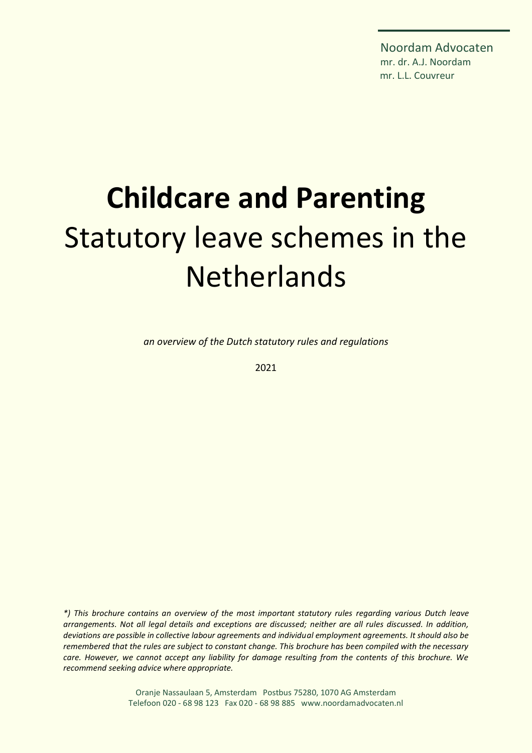Noordam Advocaten
mr. dr. A.J. Noordam
mr. L.L. Couvreur

# **Childcare and Parenting**
# Statutory leave schemes in the Netherlands

*an overview of the Dutch statutory rules and regulations*

2021

*\*) This brochure contains an overview of the most important statutory rules regarding various Dutch leave arrangements. Not all legal details and exceptions are discussed; neither are all rules discussed. In addition, deviations are possible in collective labour agreements and individual employment agreements. It should also be remembered that the rules are subject to constant change. This brochure has been compiled with the necessary care. However, we cannot accept any liability for damage resulting from the contents of this brochure. We recommend seeking advice where appropriate.*

Oranje Nassaulaan 5, Amsterdam Postbus 75280, 1070 AG Amsterdam
Telefoon 020 - 68 98 123 Fax 020 - 68 98 885 www.noordamadvocaten.nl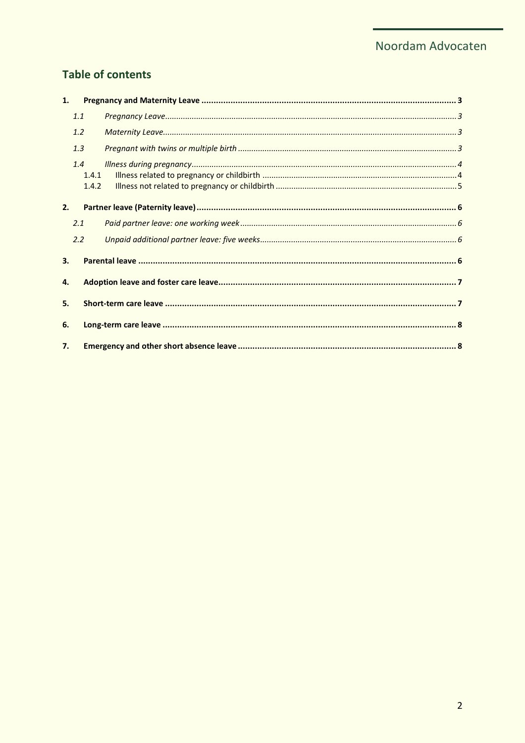## Table of contents

1. **Pregnancy and Maternity Leave** ........ 3
   - 1.1 *Pregnancy Leave* ........ 3
   - 1.2 *Maternity Leave* ........ 3
   - 1.3 *Pregnant with twins or multiple birth* ........ 3
   - 1.4 *Illness during pregnancy* ........ 4
     - 1.4.1 Illness related to pregnancy or childbirth ........ 4
     - 1.4.2 Illness not related to pregnancy or childbirth ........ 5
2. **Partner leave (Paternity leave)** ........ 6
   - 2.1 *Paid partner leave: one working week* ........ 6
   - 2.2 *Unpaid additional partner leave: five weeks* ........ 6
3. **Parental leave** ........ 6
4. **Adoption leave and foster care leave** ........ 7
5. **Short-term care leave** ........ 7
6. **Long-term care leave** ........ 8
7. **Emergency and other short absence leave** ........ 8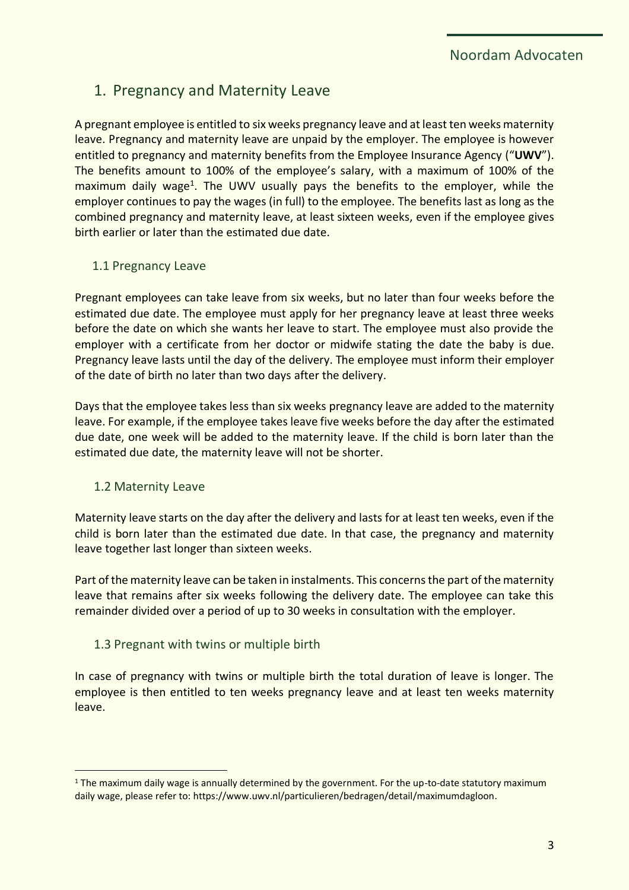## 1. Pregnancy and Maternity Leave

A pregnant employee is entitled to six weeks pregnancy leave and at least ten weeks maternity leave. Pregnancy and maternity leave are unpaid by the employer. The employee is however entitled to pregnancy and maternity benefits from the Employee Insurance Agency ("**UWV**"). The benefits amount to 100% of the employee's salary, with a maximum of 100% of the maximum daily wage[1]. The UWV usually pays the benefits to the employer, while the employer continues to pay the wages (in full) to the employee. The benefits last as long as the combined pregnancy and maternity leave, at least sixteen weeks, even if the employee gives birth earlier or later than the estimated due date.

### 1.1 Pregnancy Leave

Pregnant employees can take leave from six weeks, but no later than four weeks before the estimated due date. The employee must apply for her pregnancy leave at least three weeks before the date on which she wants her leave to start. The employee must also provide the employer with a certificate from her doctor or midwife stating the date the baby is due. Pregnancy leave lasts until the day of the delivery. The employee must inform their employer of the date of birth no later than two days after the delivery.

Days that the employee takes less than six weeks pregnancy leave are added to the maternity leave. For example, if the employee takes leave five weeks before the day after the estimated due date, one week will be added to the maternity leave. If the child is born later than the estimated due date, the maternity leave will not be shorter.

### 1.2 Maternity Leave

Maternity leave starts on the day after the delivery and lasts for at least ten weeks, even if the child is born later than the estimated due date. In that case, the pregnancy and maternity leave together last longer than sixteen weeks.

Part of the maternity leave can be taken in instalments. This concerns the part of the maternity leave that remains after six weeks following the delivery date. The employee can take this remainder divided over a period of up to 30 weeks in consultation with the employer.

### 1.3 Pregnant with twins or multiple birth

In case of pregnancy with twins or multiple birth the total duration of leave is longer. The employee is then entitled to ten weeks pregnancy leave and at least ten weeks maternity leave.

---

[1] The maximum daily wage is annually determined by the government. For the up-to-date statutory maximum daily wage, please refer to: https://www.uwv.nl/particulieren/bedragen/detail/maximumdagloon.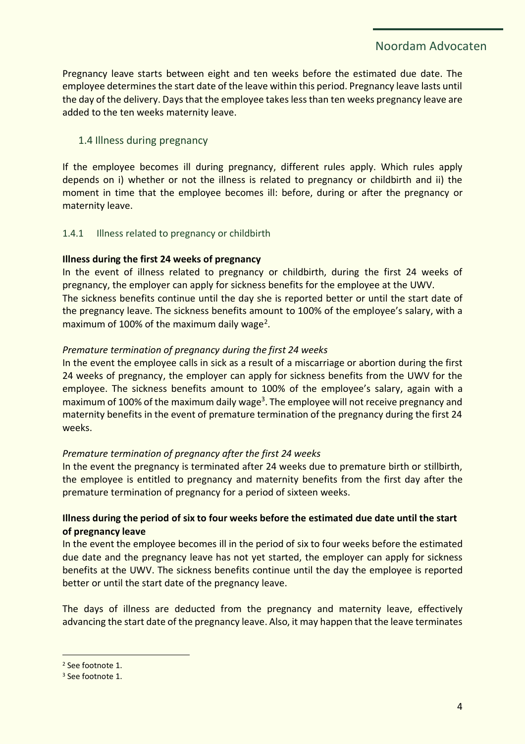Pregnancy leave starts between eight and ten weeks before the estimated due date. The employee determines the start date of the leave within this period. Pregnancy leave lasts until the day of the delivery. Days that the employee takes less than ten weeks pregnancy leave are added to the ten weeks maternity leave.

## 1.4 Illness during pregnancy

If the employee becomes ill during pregnancy, different rules apply. Which rules apply depends on i) whether or not the illness is related to pregnancy or childbirth and ii) the moment in time that the employee becomes ill: before, during or after the pregnancy or maternity leave.

### 1.4.1 Illness related to pregnancy or childbirth

**Illness during the first 24 weeks of pregnancy**

In the event of illness related to pregnancy or childbirth, during the first 24 weeks of pregnancy, the employer can apply for sickness benefits for the employee at the UWV. The sickness benefits continue until the day she is reported better or until the start date of the pregnancy leave. The sickness benefits amount to 100% of the employee's salary, with a maximum of 100% of the maximum daily wage[2].

*Premature termination of pregnancy during the first 24 weeks*

In the event the employee calls in sick as a result of a miscarriage or abortion during the first 24 weeks of pregnancy, the employer can apply for sickness benefits from the UWV for the employee. The sickness benefits amount to 100% of the employee's salary, again with a maximum of 100% of the maximum daily wage[3]. The employee will not receive pregnancy and maternity benefits in the event of premature termination of the pregnancy during the first 24 weeks.

*Premature termination of pregnancy after the first 24 weeks*

In the event the pregnancy is terminated after 24 weeks due to premature birth or stillbirth, the employee is entitled to pregnancy and maternity benefits from the first day after the premature termination of pregnancy for a period of sixteen weeks.

**Illness during the period of six to four weeks before the estimated due date until the start of pregnancy leave**

In the event the employee becomes ill in the period of six to four weeks before the estimated due date and the pregnancy leave has not yet started, the employer can apply for sickness benefits at the UWV. The sickness benefits continue until the day the employee is reported better or until the start date of the pregnancy leave.

The days of illness are deducted from the pregnancy and maternity leave, effectively advancing the start date of the pregnancy leave. Also, it may happen that the leave terminates

[2] See footnote 1.

[3] See footnote 1.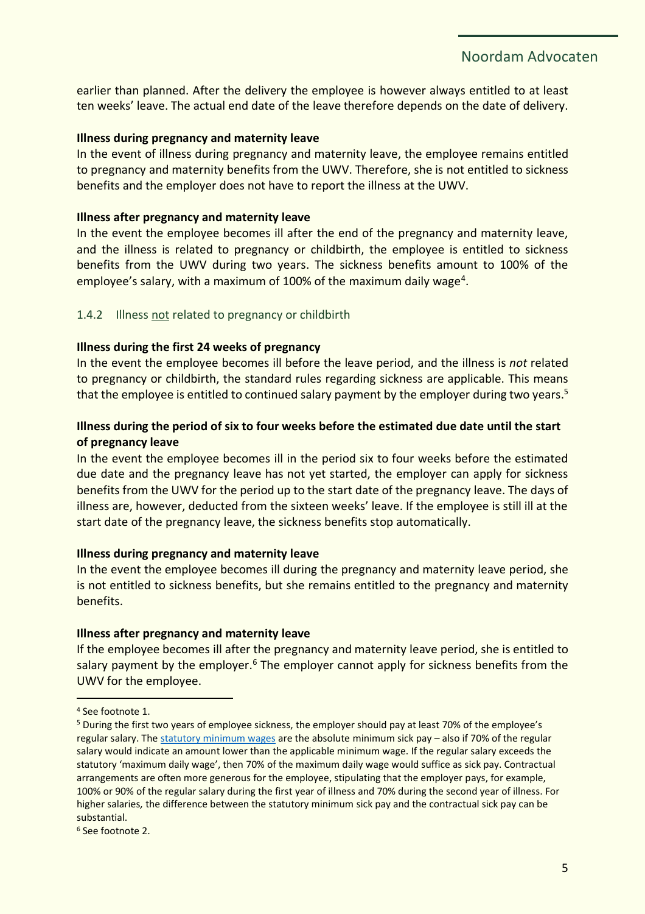earlier than planned. After the delivery the employee is however always entitled to at least ten weeks' leave. The actual end date of the leave therefore depends on the date of delivery.

**Illness during pregnancy and maternity leave**

In the event of illness during pregnancy and maternity leave, the employee remains entitled to pregnancy and maternity benefits from the UWV. Therefore, she is not entitled to sickness benefits and the employer does not have to report the illness at the UWV.

**Illness after pregnancy and maternity leave**

In the event the employee becomes ill after the end of the pregnancy and maternity leave, and the illness is related to pregnancy or childbirth, the employee is entitled to sickness benefits from the UWV during two years. The sickness benefits amount to 100% of the employee's salary, with a maximum of 100% of the maximum daily wage[4].

### 1.4.2 Illness not related to pregnancy or childbirth

**Illness during the first 24 weeks of pregnancy**

In the event the employee becomes ill before the leave period, and the illness is *not* related to pregnancy or childbirth, the standard rules regarding sickness are applicable. This means that the employee is entitled to continued salary payment by the employer during two years.[5]

**Illness during the period of six to four weeks before the estimated due date until the start of pregnancy leave**

In the event the employee becomes ill in the period six to four weeks before the estimated due date and the pregnancy leave has not yet started, the employer can apply for sickness benefits from the UWV for the period up to the start date of the pregnancy leave. The days of illness are, however, deducted from the sixteen weeks' leave. If the employee is still ill at the start date of the pregnancy leave, the sickness benefits stop automatically.

**Illness during pregnancy and maternity leave**

In the event the employee becomes ill during the pregnancy and maternity leave period, she is not entitled to sickness benefits, but she remains entitled to the pregnancy and maternity benefits.

**Illness after pregnancy and maternity leave**

If the employee becomes ill after the pregnancy and maternity leave period, she is entitled to salary payment by the employer.[6] The employer cannot apply for sickness benefits from the UWV for the employee.

---

[4] See footnote 1.

[5] During the first two years of employee sickness, the employer should pay at least 70% of the employee's regular salary. The statutory minimum wages are the absolute minimum sick pay – also if 70% of the regular salary would indicate an amount lower than the applicable minimum wage. If the regular salary exceeds the statutory 'maximum daily wage', then 70% of the maximum daily wage would suffice as sick pay. Contractual arrangements are often more generous for the employee, stipulating that the employer pays, for example, 100% or 90% of the regular salary during the first year of illness and 70% during the second year of illness. For higher salaries, the difference between the statutory minimum sick pay and the contractual sick pay can be substantial.

[6] See footnote 2.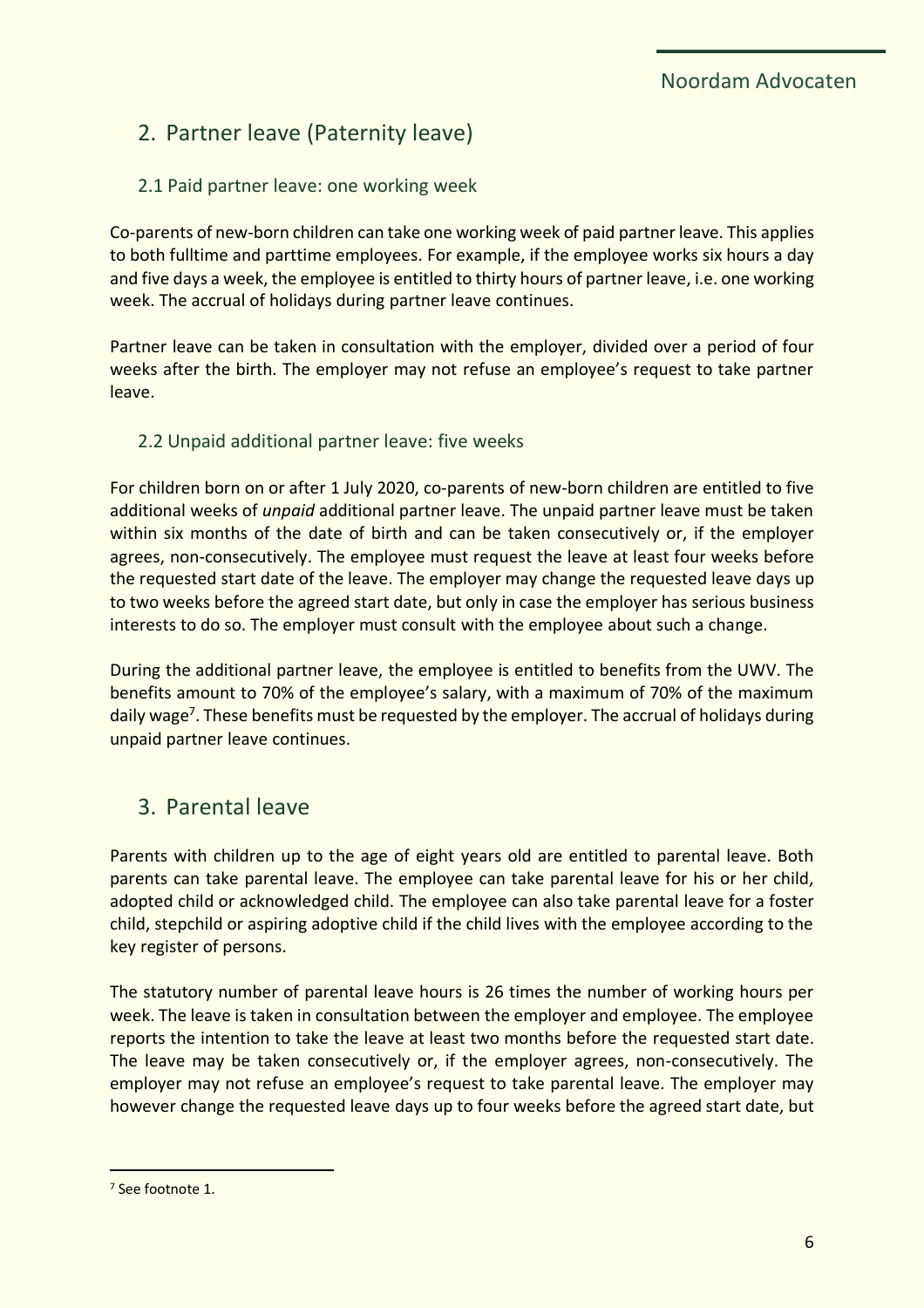## 2. Partner leave (Paternity leave)

### 2.1 Paid partner leave: one working week

Co-parents of new-born children can take one working week of paid partner leave. This applies to both fulltime and parttime employees. For example, if the employee works six hours a day and five days a week, the employee is entitled to thirty hours of partner leave, i.e. one working week. The accrual of holidays during partner leave continues.

Partner leave can be taken in consultation with the employer, divided over a period of four weeks after the birth. The employer may not refuse an employee's request to take partner leave.

### 2.2 Unpaid additional partner leave: five weeks

For children born on or after 1 July 2020, co-parents of new-born children are entitled to five additional weeks of *unpaid* additional partner leave. The unpaid partner leave must be taken within six months of the date of birth and can be taken consecutively or, if the employer agrees, non-consecutively. The employee must request the leave at least four weeks before the requested start date of the leave. The employer may change the requested leave days up to two weeks before the agreed start date, but only in case the employer has serious business interests to do so. The employer must consult with the employee about such a change.

During the additional partner leave, the employee is entitled to benefits from the UWV. The benefits amount to 70% of the employee's salary, with a maximum of 70% of the maximum daily wage[7]. These benefits must be requested by the employer. The accrual of holidays during unpaid partner leave continues.

## 3. Parental leave

Parents with children up to the age of eight years old are entitled to parental leave. Both parents can take parental leave. The employee can take parental leave for his or her child, adopted child or acknowledged child. The employee can also take parental leave for a foster child, stepchild or aspiring adoptive child if the child lives with the employee according to the key register of persons.

The statutory number of parental leave hours is 26 times the number of working hours per week. The leave is taken in consultation between the employer and employee. The employee reports the intention to take the leave at least two months before the requested start date. The leave may be taken consecutively or, if the employer agrees, non-consecutively. The employer may not refuse an employee's request to take parental leave. The employer may however change the requested leave days up to four weeks before the agreed start date, but

[7] See footnote 1.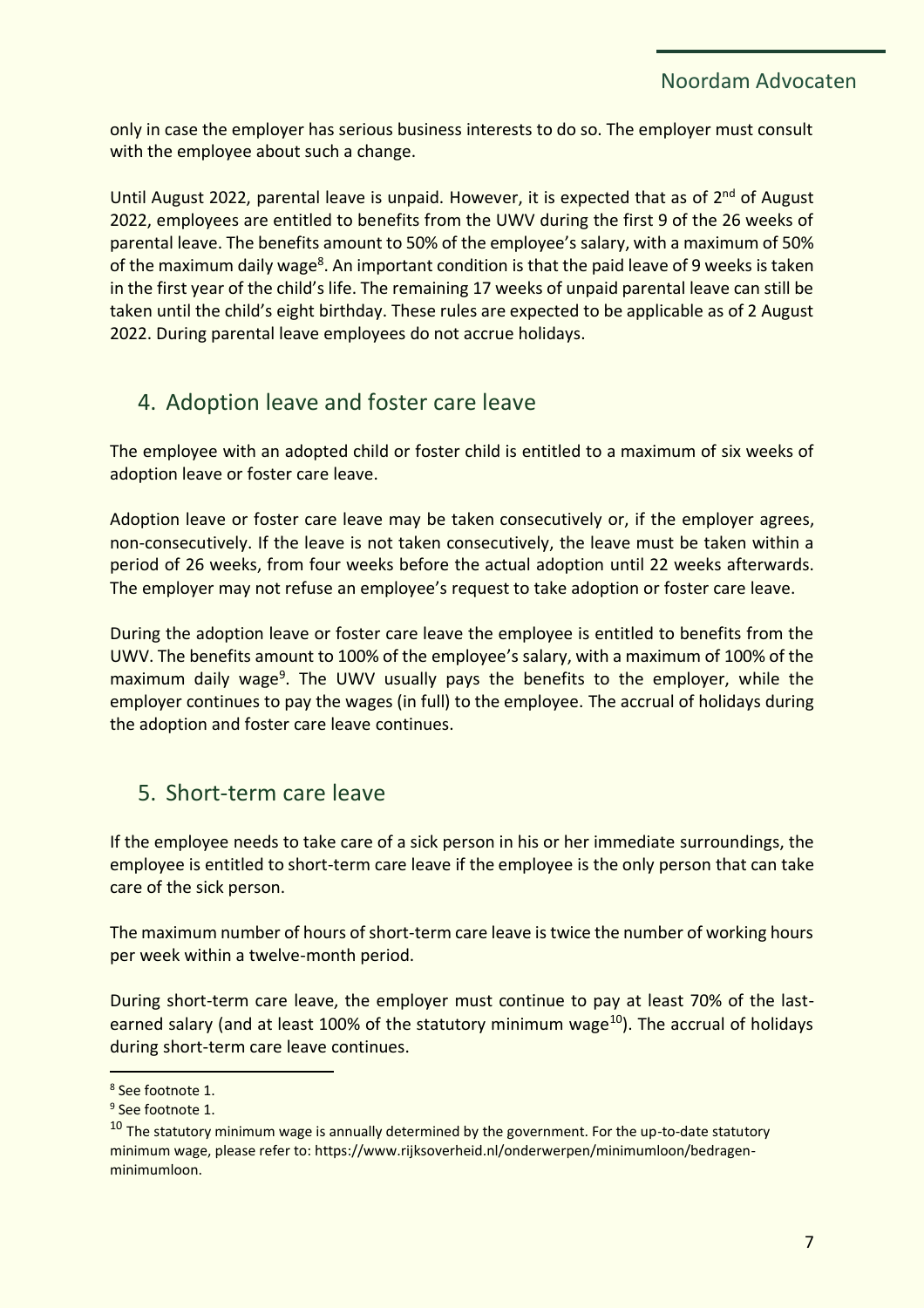only in case the employer has serious business interests to do so. The employer must consult with the employee about such a change.

Until August 2022, parental leave is unpaid. However, it is expected that as of 2nd of August 2022, employees are entitled to benefits from the UWV during the first 9 of the 26 weeks of parental leave. The benefits amount to 50% of the employee's salary, with a maximum of 50% of the maximum daily wage[8]. An important condition is that the paid leave of 9 weeks is taken in the first year of the child's life. The remaining 17 weeks of unpaid parental leave can still be taken until the child's eight birthday. These rules are expected to be applicable as of 2 August 2022. During parental leave employees do not accrue holidays.

## 4. Adoption leave and foster care leave

The employee with an adopted child or foster child is entitled to a maximum of six weeks of adoption leave or foster care leave.

Adoption leave or foster care leave may be taken consecutively or, if the employer agrees, non-consecutively. If the leave is not taken consecutively, the leave must be taken within a period of 26 weeks, from four weeks before the actual adoption until 22 weeks afterwards. The employer may not refuse an employee's request to take adoption or foster care leave.

During the adoption leave or foster care leave the employee is entitled to benefits from the UWV. The benefits amount to 100% of the employee's salary, with a maximum of 100% of the maximum daily wage[9]. The UWV usually pays the benefits to the employer, while the employer continues to pay the wages (in full) to the employee. The accrual of holidays during the adoption and foster care leave continues.

## 5. Short-term care leave

If the employee needs to take care of a sick person in his or her immediate surroundings, the employee is entitled to short-term care leave if the employee is the only person that can take care of the sick person.

The maximum number of hours of short-term care leave is twice the number of working hours per week within a twelve-month period.

During short-term care leave, the employer must continue to pay at least 70% of the last-earned salary (and at least 100% of the statutory minimum wage[10]). The accrual of holidays during short-term care leave continues.

---

[8] See footnote 1.

[9] See footnote 1.

[10] The statutory minimum wage is annually determined by the government. For the up-to-date statutory minimum wage, please refer to: https://www.rijksoverheid.nl/onderwerpen/minimumloon/bedragen-minimumloon.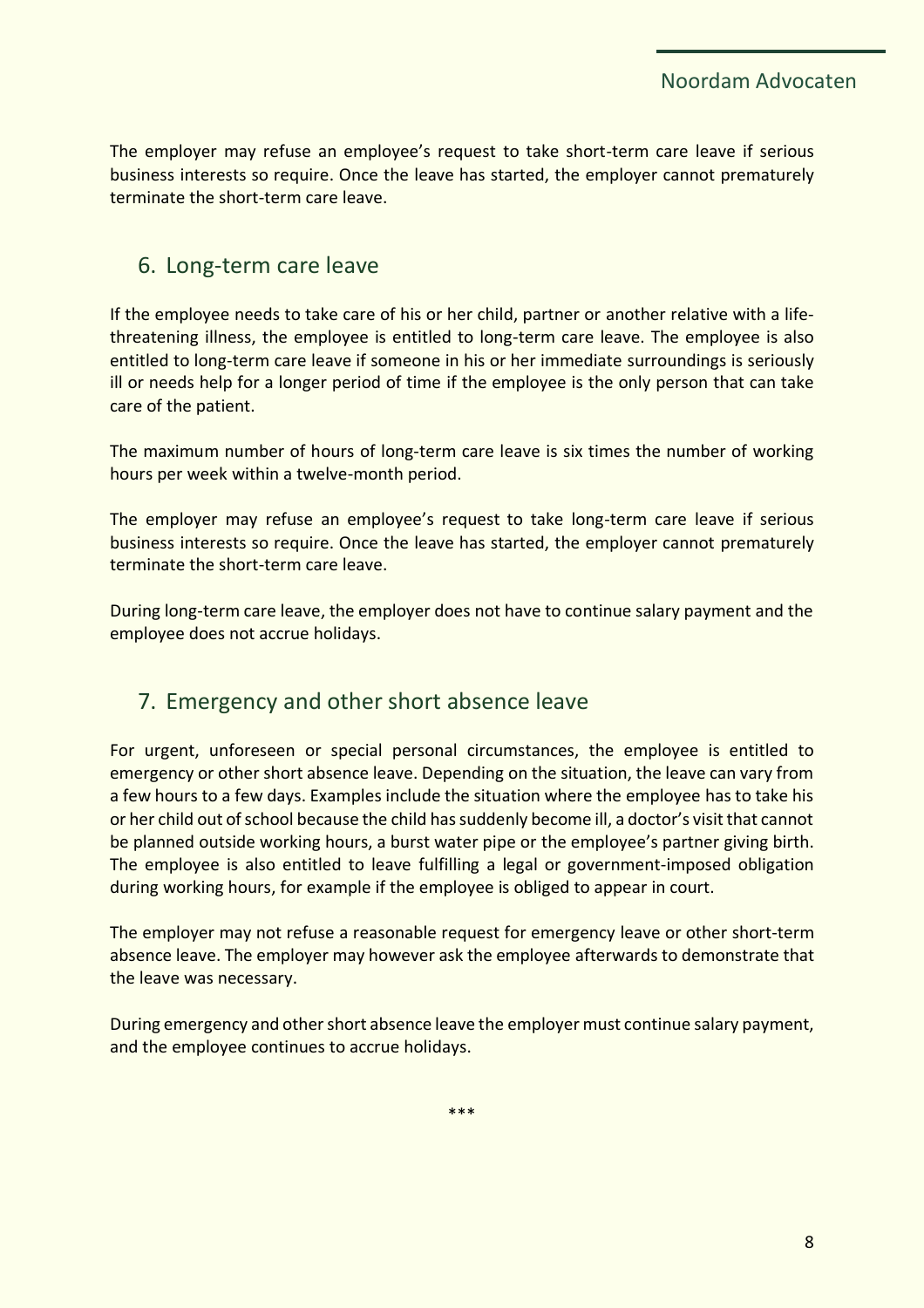The employer may refuse an employee's request to take short-term care leave if serious business interests so require. Once the leave has started, the employer cannot prematurely terminate the short-term care leave.

## 6. Long-term care leave

If the employee needs to take care of his or her child, partner or another relative with a life-threatening illness, the employee is entitled to long-term care leave. The employee is also entitled to long-term care leave if someone in his or her immediate surroundings is seriously ill or needs help for a longer period of time if the employee is the only person that can take care of the patient.

The maximum number of hours of long-term care leave is six times the number of working hours per week within a twelve-month period.

The employer may refuse an employee's request to take long-term care leave if serious business interests so require. Once the leave has started, the employer cannot prematurely terminate the short-term care leave.

During long-term care leave, the employer does not have to continue salary payment and the employee does not accrue holidays.

## 7. Emergency and other short absence leave

For urgent, unforeseen or special personal circumstances, the employee is entitled to emergency or other short absence leave. Depending on the situation, the leave can vary from a few hours to a few days. Examples include the situation where the employee has to take his or her child out of school because the child has suddenly become ill, a doctor's visit that cannot be planned outside working hours, a burst water pipe or the employee's partner giving birth. The employee is also entitled to leave fulfilling a legal or government-imposed obligation during working hours, for example if the employee is obliged to appear in court.

The employer may not refuse a reasonable request for emergency leave or other short-term absence leave. The employer may however ask the employee afterwards to demonstrate that the leave was necessary.

During emergency and other short absence leave the employer must continue salary payment, and the employee continues to accrue holidays.

***